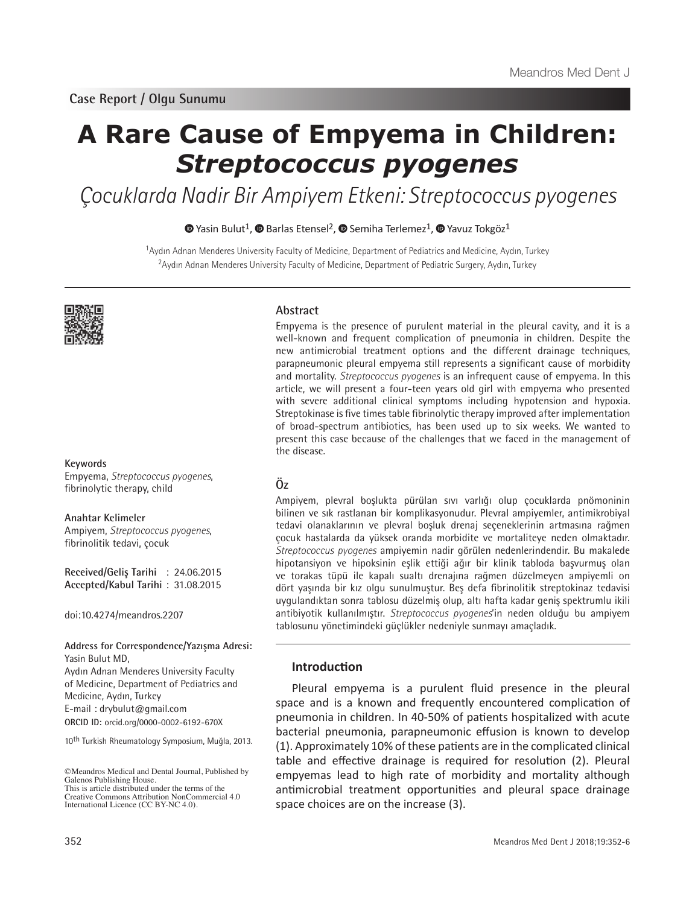Case Report / Olgu Sunumu

# A Rare Cause of Empyema in Children: *Streptococcus pyogenes*

## *Çocuklarda Nadir Bir Ampiyem Etkeni: Streptococcus pyogenes*

Yasin Bulut[1], Barlas Etensel[2], Semiha Terlemez[1], Yavuz Tokgöz[1]

[1]Aydın Adnan Menderes University Faculty of Medicine, Department of Pediatrics and Medicine, Aydın, Turkey
[2]Aydın Adnan Menderes University Faculty of Medicine, Department of Pediatric Surgery, Aydın, Turkey

### Abstract

Empyema is the presence of purulent material in the pleural cavity, and it is a well-known and frequent complication of pneumonia in children. Despite the new antimicrobial treatment options and the different drainage techniques, parapneumonic pleural empyema still represents a significant cause of morbidity and mortality. *Streptococcus pyogenes* is an infrequent cause of empyema. In this article, we will present a four-teen years old girl with empyema who presented with severe additional clinical symptoms including hypotension and hypoxia. Streptokinase is five times table fibrinolytic therapy improved after implementation of broad-spectrum antibiotics, has been used up to six weeks. We wanted to present this case because of the challenges that we faced in the management of the disease.

**Keywords**
Empyema, *Streptococcus pyogenes*, fibrinolytic therapy, child

### Öz

Ampiyem, plevral boşlukta pürülan sıvı varlığı olup çocuklarda pnömoninin bilinen ve sık rastlanan bir komplikasyonudur. Plevral ampiyemler, antimikrobiyal tedavi olanaklarının ve plevral boşluk drenaj seçeneklerinin artmasına rağmen çocuk hastalarda da yüksek oranda morbidite ve mortaliteye neden olmaktadır. *Streptococcus pyogenes* ampiyemin nadir görülen nedenlerindendir. Bu makalede hipotansiyon ve hipoksinin eşlik ettiği ağır bir klinik tabloda başvurmuş olan ve torakas tüpü ile kapalı sualtı drenajına rağmen düzelmeyen ampiyemli on dört yaşında bir kız olgu sunulmuştur. Beş defa fibrinolitik streptokinaz tedavisi uygulandıktan sonra tablosu düzelmiş olup, altı hafta kadar geniş spektrumlu ikili antibiyotik kullanılmıştır. *Streptococcus pyogenes*'in neden olduğu bu ampiyem tablosunu yönetimindeki güçlükler nedeniyle sunmayı amaçladık.

**Anahtar Kelimeler**
Ampiyem, *Streptococcus pyogenes*, fibrinolitik tedavi, çocuk

**Received/Geliş Tarihi** : 24.06.2015
**Accepted/Kabul Tarihi** : 31.08.2015

doi:10.4274/meandros.2207

**Address for Correspondence/Yazışma Adresi:**
Yasin Bulut MD,
Aydın Adnan Menderes University Faculty of Medicine, Department of Pediatrics and Medicine, Aydın, Turkey
E-mail : drybulut@gmail.com
ORCID ID: orcid.org/0000-0002-6192-670X

10th Turkish Rheumatology Symposium, Muğla, 2013.

©Meandros Medical and Dental Journal, Published by Galenos Publishing House.
This is article distributed under the terms of the Creative Commons Attribution NonCommercial 4.0 International Licence (CC BY-NC 4.0).

## Introduction

Pleural empyema is a purulent fluid presence in the pleural space and is a known and frequently encountered complication of pneumonia in children. In 40-50% of patients hospitalized with acute bacterial pneumonia, parapneumonic effusion is known to develop (1). Approximately 10% of these patients are in the complicated clinical table and effective drainage is required for resolution (2). Pleural empyemas lead to high rate of morbidity and mortality although antimicrobial treatment opportunities and pleural space drainage space choices are on the increase (3).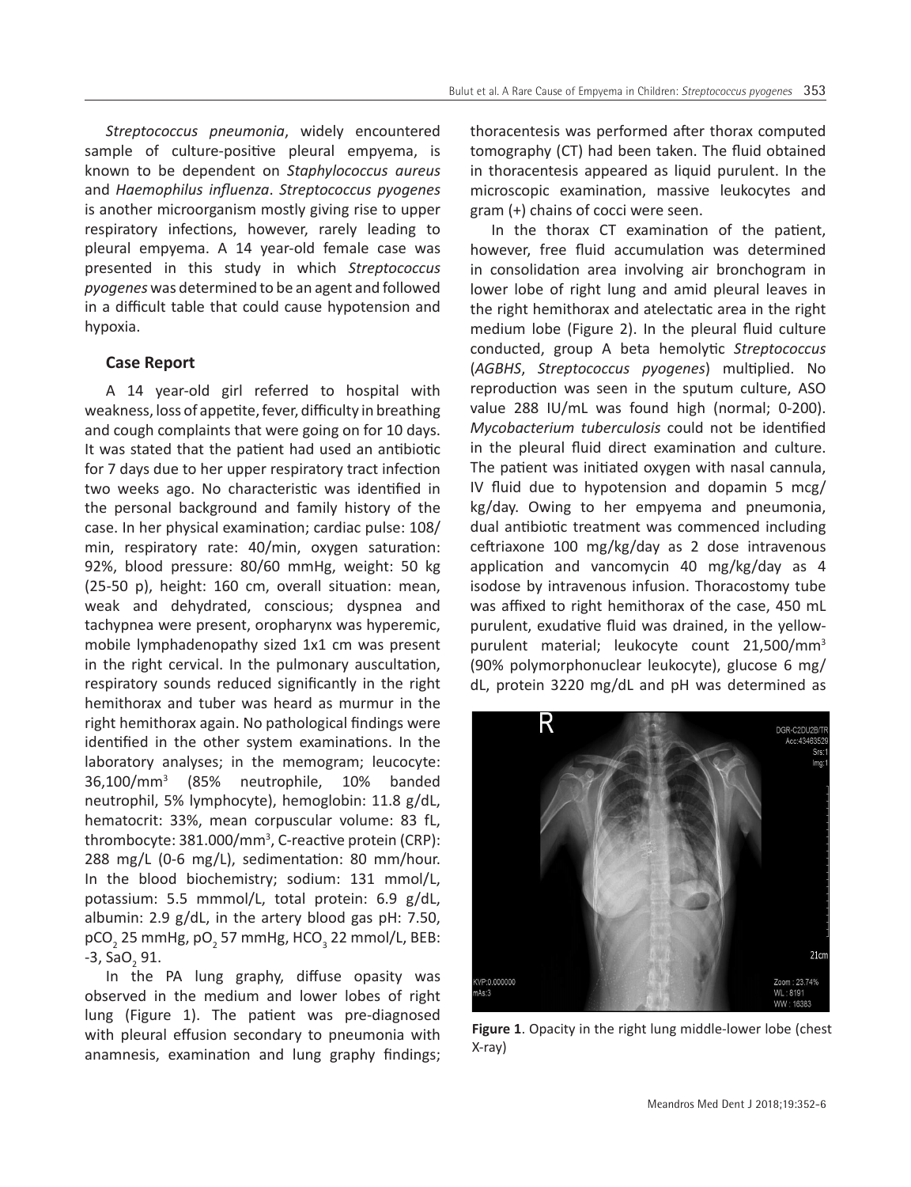*Streptococcus pneumonia*, widely encountered sample of culture-positive pleural empyema, is known to be dependent on *Staphylococcus aureus* and *Haemophilus influenza*. *Streptococcus pyogenes* is another microorganism mostly giving rise to upper respiratory infections, however, rarely leading to pleural empyema. A 14 year-old female case was presented in this study in which *Streptococcus pyogenes* was determined to be an agent and followed in a difficult table that could cause hypotension and hypoxia.

## Case Report

A 14 year-old girl referred to hospital with weakness, loss of appetite, fever, difficulty in breathing and cough complaints that were going on for 10 days. It was stated that the patient had used an antibiotic for 7 days due to her upper respiratory tract infection two weeks ago. No characteristic was identified in the personal background and family history of the case. In her physical examination; cardiac pulse: 108/min, respiratory rate: 40/min, oxygen saturation: 92%, blood pressure: 80/60 mmHg, weight: 50 kg (25-50 p), height: 160 cm, overall situation: mean, weak and dehydrated, conscious; dyspnea and tachypnea were present, oropharynx was hyperemic, mobile lymphadenopathy sized 1x1 cm was present in the right cervical. In the pulmonary auscultation, respiratory sounds reduced significantly in the right hemithorax and tuber was heard as murmur in the right hemithorax again. No pathological findings were identified in the other system examinations. In the laboratory analyses; in the memogram; leucocyte: 36,100/mm$^3$ (85% neutrophile, 10% banded neutrophil, 5% lymphocyte), hemoglobin: 11.8 g/dL, hematocrit: 33%, mean corpuscular volume: 83 fL, thrombocyte: 381.000/mm$^3$, C-reactive protein (CRP): 288 mg/L (0-6 mg/L), sedimentation: 80 mm/hour. In the blood biochemistry; sodium: 131 mmol/L, potassium: 5.5 mmmol/L, total protein: 6.9 g/dL, albumin: 2.9 g/dL, in the artery blood gas pH: 7.50, $pCO_2$ 25 mmHg, $pO_2$ 57 mmHg, $HCO_3$ 22 mmol/L, BEB: -3, $SaO_2$ 91.

In the PA lung graphy, diffuse opasity was observed in the medium and lower lobes of right lung (Figure 1). The patient was pre-diagnosed with pleural effusion secondary to pneumonia with anamnesis, examination and lung graphy findings; thoracentesis was performed after thorax computed tomography (CT) had been taken. The fluid obtained in thoracentesis appeared as liquid purulent. In the microscopic examination, massive leukocytes and gram (+) chains of cocci were seen.

In the thorax CT examination of the patient, however, free fluid accumulation was determined in consolidation area involving air bronchogram in lower lobe of right lung and amid pleural leaves in the right hemithorax and atelectatic area in the right medium lobe (Figure 2). In the pleural fluid culture conducted, group A beta hemolytic *Streptococcus* (*AGBHS*, *Streptococcus pyogenes*) multiplied. No reproduction was seen in the sputum culture, ASO value 288 IU/mL was found high (normal; 0-200). *Mycobacterium tuberculosis* could not be identified in the pleural fluid direct examination and culture. The patient was initiated oxygen with nasal cannula, IV fluid due to hypotension and dopamin 5 mcg/kg/day. Owing to her empyema and pneumonia, dual antibiotic treatment was commenced including ceftriaxone 100 mg/kg/day as 2 dose intravenous application and vancomycin 40 mg/kg/day as 4 isodose by intravenous infusion. Thoracostomy tube was affixed to right hemithorax of the case, 450 mL purulent, exudative fluid was drained, in the yellow-purulent material; leukocyte count 21,500/mm$^3$ (90% polymorphonuclear leukocyte), glucose 6 mg/dL, protein 3220 mg/dL and pH was determined as

**Figure 1**. Opacity in the right lung middle-lower lobe (chest X-ray)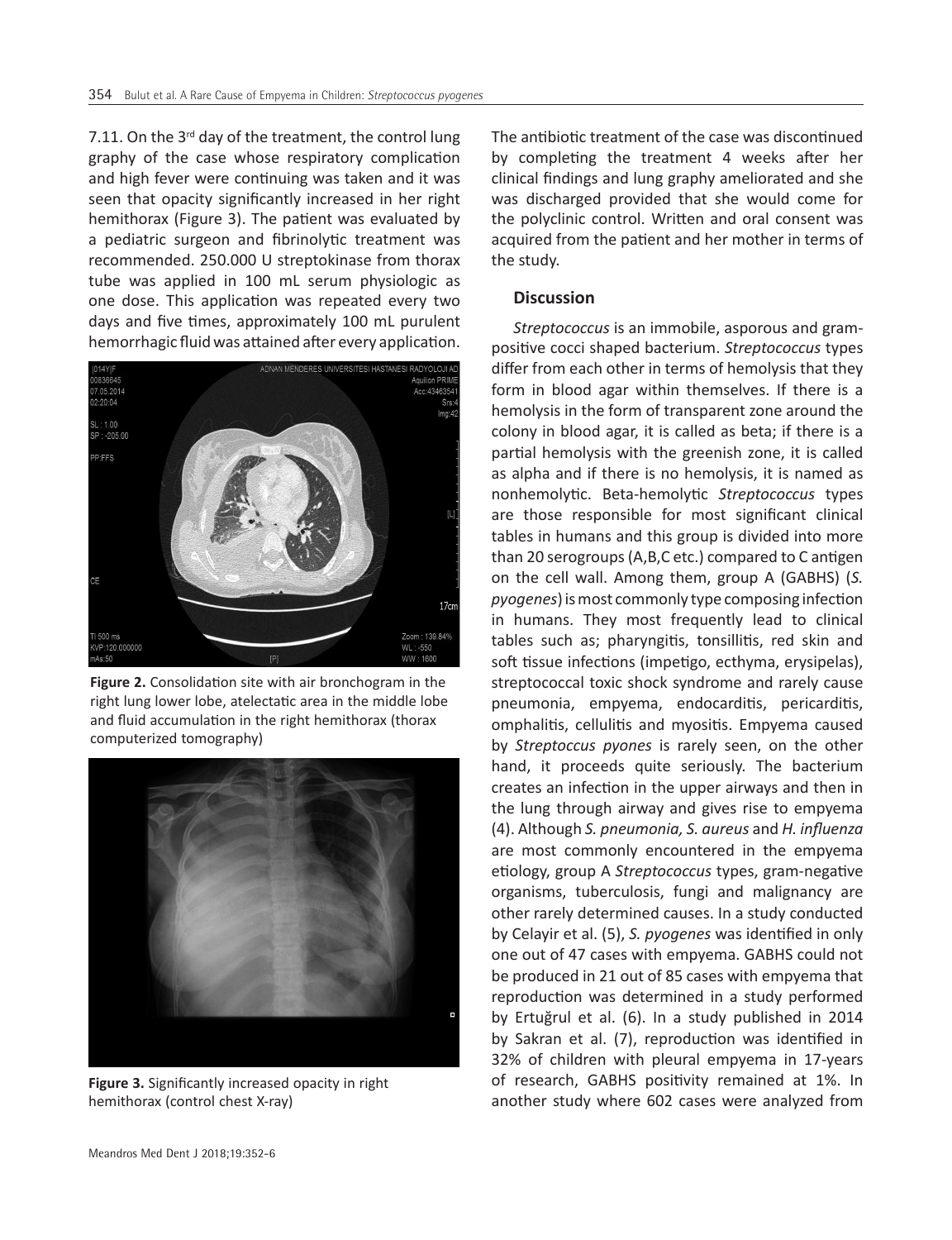7.11. On the 3rd day of the treatment, the control lung graphy of the case whose respiratory complication and high fever were continuing was taken and it was seen that opacity significantly increased in her right hemithorax (Figure 3). The patient was evaluated by a pediatric surgeon and fibrinolytic treatment was recommended. 250.000 U streptokinase from thorax tube was applied in 100 mL serum physiologic as one dose. This application was repeated every two days and five times, approximately 100 mL purulent hemorrhagic fluid was attained after every application.

**Figure 2.** Consolidation site with air bronchogram in the right lung lower lobe, atelectatic area in the middle lobe and fluid accumulation in the right hemithorax (thorax computerized tomography)

**Figure 3.** Significantly increased opacity in right hemithorax (control chest X-ray)

The antibiotic treatment of the case was discontinued by completing the treatment 4 weeks after her clinical findings and lung graphy ameliorated and she was discharged provided that she would come for the polyclinic control. Written and oral consent was acquired from the patient and her mother in terms of the study.

## Discussion

*Streptococcus* is an immobile, asporous and gram-positive cocci shaped bacterium. *Streptococcus* types differ from each other in terms of hemolysis that they form in blood agar within themselves. If there is a hemolysis in the form of transparent zone around the colony in blood agar, it is called as beta; if there is a partial hemolysis with the greenish zone, it is called as alpha and if there is no hemolysis, it is named as nonhemolytic. Beta-hemolytic *Streptococcus* types are those responsible for most significant clinical tables in humans and this group is divided into more than 20 serogroups (A,B,C etc.) compared to C antigen on the cell wall. Among them, group A (GABHS) (*S. pyogenes*) is most commonly type composing infection in humans. They most frequently lead to clinical tables such as; pharyngitis, tonsillitis, red skin and soft tissue infections (impetigo, ecthyma, erysipelas), streptococcal toxic shock syndrome and rarely cause pneumonia, empyema, endocarditis, pericarditis, omphalitis, cellulitis and myositis. Empyema caused by *Streptoccus pyones* is rarely seen, on the other hand, it proceeds quite seriously. The bacterium creates an infection in the upper airways and then in the lung through airway and gives rise to empyema (4). Although *S. pneumonia, S. aureus* and *H. influenza* are most commonly encountered in the empyema etiology, group A *Streptococcus* types, gram-negative organisms, tuberculosis, fungi and malignancy are other rarely determined causes. In a study conducted by Celayir et al. (5), *S. pyogenes* was identified in only one out of 47 cases with empyema. GABHS could not be produced in 21 out of 85 cases with empyema that reproduction was determined in a study performed by Ertuğrul et al. (6). In a study published in 2014 by Sakran et al. (7), reproduction was identified in 32% of children with pleural empyema in 17-years of research, GABHS positivity remained at 1%. In another study where 602 cases were analyzed from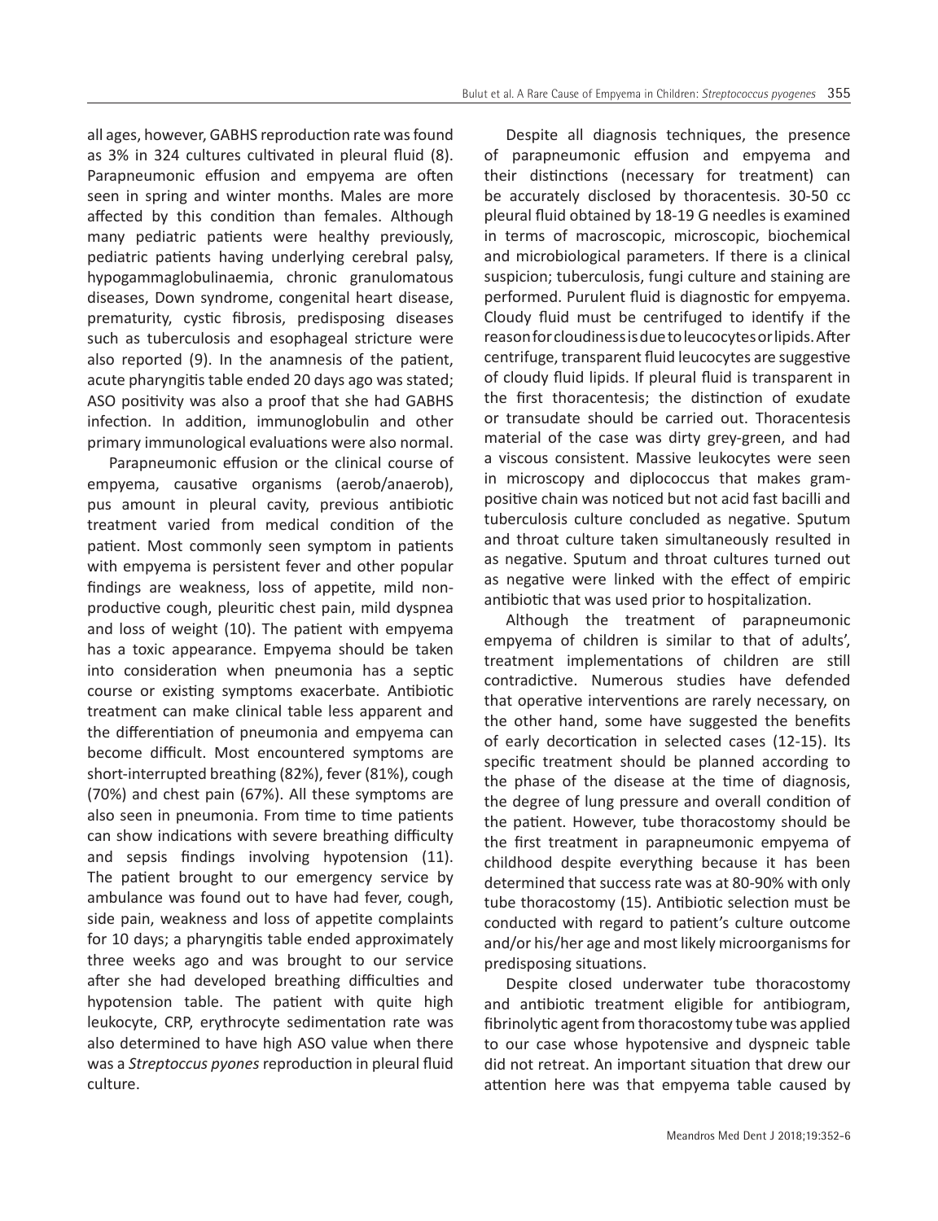all ages, however, GABHS reproduction rate was found as 3% in 324 cultures cultivated in pleural fluid (8). Parapneumonic effusion and empyema are often seen in spring and winter months. Males are more affected by this condition than females. Although many pediatric patients were healthy previously, pediatric patients having underlying cerebral palsy, hypogammaglobulinaemia, chronic granulomatous diseases, Down syndrome, congenital heart disease, prematurity, cystic fibrosis, predisposing diseases such as tuberculosis and esophageal stricture were also reported (9). In the anamnesis of the patient, acute pharyngitis table ended 20 days ago was stated; ASO positivity was also a proof that she had GABHS infection. In addition, immunoglobulin and other primary immunological evaluations were also normal.

Parapneumonic effusion or the clinical course of empyema, causative organisms (aerob/anaerob), pus amount in pleural cavity, previous antibiotic treatment varied from medical condition of the patient. Most commonly seen symptom in patients with empyema is persistent fever and other popular findings are weakness, loss of appetite, mild non-productive cough, pleuritic chest pain, mild dyspnea and loss of weight (10). The patient with empyema has a toxic appearance. Empyema should be taken into consideration when pneumonia has a septic course or existing symptoms exacerbate. Antibiotic treatment can make clinical table less apparent and the differentiation of pneumonia and empyema can become difficult. Most encountered symptoms are short-interrupted breathing (82%), fever (81%), cough (70%) and chest pain (67%). All these symptoms are also seen in pneumonia. From time to time patients can show indications with severe breathing difficulty and sepsis findings involving hypotension (11). The patient brought to our emergency service by ambulance was found out to have had fever, cough, side pain, weakness and loss of appetite complaints for 10 days; a pharyngitis table ended approximately three weeks ago and was brought to our service after she had developed breathing difficulties and hypotension table. The patient with quite high leukocyte, CRP, erythrocyte sedimentation rate was also determined to have high ASO value when there was a *Streptccus pyones* reproduction in pleural fluid culture.

Despite all diagnosis techniques, the presence of parapneumonic effusion and empyema and their distinctions (necessary for treatment) can be accurately disclosed by thoracentesis. 30-50 cc pleural fluid obtained by 18-19 G needles is examined in terms of macroscopic, microscopic, biochemical and microbiological parameters. If there is a clinical suspicion; tuberculosis, fungi culture and staining are performed. Purulent fluid is diagnostic for empyema. Cloudy fluid must be centrifuged to identify if the reason for cloudiness is due to leucocytes or lipids. After centrifuge, transparent fluid leucocytes are suggestive of cloudy fluid lipids. If pleural fluid is transparent in the first thoracentesis; the distinction of exudate or transudate should be carried out. Thoracentesis material of the case was dirty grey-green, and had a viscous consistent. Massive leukocytes were seen in microscopy and diplococcus that makes gram-positive chain was noticed but not acid fast bacilli and tuberculosis culture concluded as negative. Sputum and throat culture taken simultaneously resulted in as negative. Sputum and throat cultures turned out as negative were linked with the effect of empiric antibiotic that was used prior to hospitalization.

Although the treatment of parapneumonic empyema of children is similar to that of adults', treatment implementations of children are still contradictive. Numerous studies have defended that operative interventions are rarely necessary, on the other hand, some have suggested the benefits of early decortication in selected cases (12-15). Its specific treatment should be planned according to the phase of the disease at the time of diagnosis, the degree of lung pressure and overall condition of the patient. However, tube thoracostomy should be the first treatment in parapneumonic empyema of childhood despite everything because it has been determined that success rate was at 80-90% with only tube thoracostomy (15). Antibiotic selection must be conducted with regard to patient's culture outcome and/or his/her age and most likely microorganisms for predisposing situations.

Despite closed underwater tube thoracostomy and antibiotic treatment eligible for antibiogram, fibrinolytic agent from thoracostomy tube was applied to our case whose hypotensive and dyspneic table did not retreat. An important situation that drew our attention here was that empyema table caused by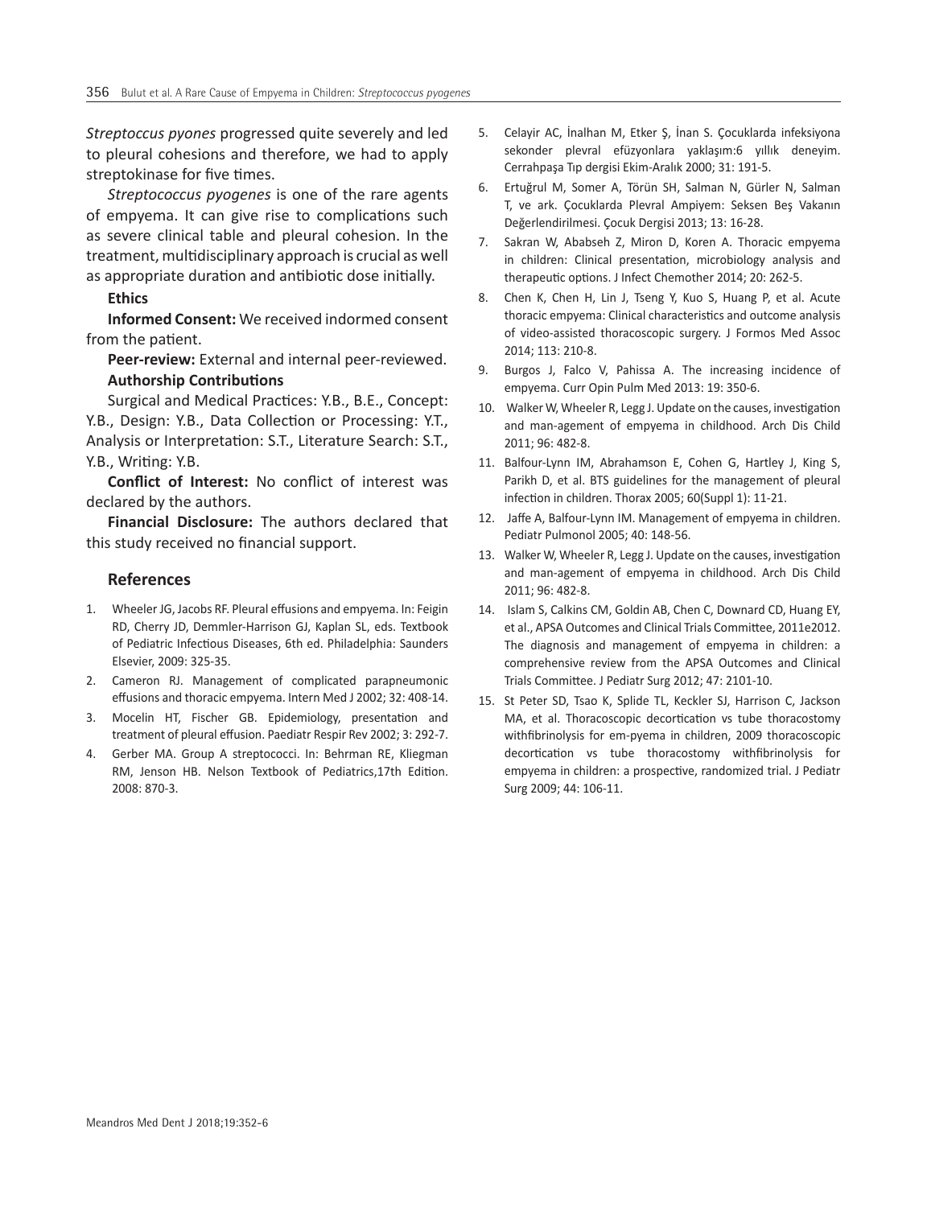*Streptoccus pyones* progressed quite severely and led to pleural cohesions and therefore, we had to apply streptokinase for five times.

*Streptococcus pyogenes* is one of the rare agents of empyema. It can give rise to complications such as severe clinical table and pleural cohesion. In the treatment, multidisciplinary approach is crucial as well as appropriate duration and antibiotic dose initially.

**Ethics**

**Informed Consent:** We received indormed consent from the patient.

**Peer-review:** External and internal peer-reviewed.

**Authorship Contributions**

Surgical and Medical Practices: Y.B., B.E., Concept: Y.B., Design: Y.B., Data Collection or Processing: Y.T., Analysis or Interpretation: S.T., Literature Search: S.T., Y.B., Writing: Y.B.

**Conflict of Interest:** No conflict of interest was declared by the authors.

**Financial Disclosure:** The authors declared that this study received no financial support.

## References

1. Wheeler JG, Jacobs RF. Pleural effusions and empyema. In: Feigin RD, Cherry JD, Demmler-Harrison GJ, Kaplan SL, eds. Textbook of Pediatric Infectious Diseases, 6th ed. Philadelphia: Saunders Elsevier, 2009: 325-35.
2. Cameron RJ. Management of complicated parapneumonic effusions and thoracic empyema. Intern Med J 2002; 32: 408-14.
3. Mocelin HT, Fischer GB. Epidemiology, presentation and treatment of pleural effusion. Paediatr Respir Rev 2002; 3: 292-7.
4. Gerber MA. Group A streptococci. In: Behrman RE, Kliegman RM, Jenson HB. Nelson Textbook of Pediatrics,17th Edition. 2008: 870-3.
5. Celayir AC, İnalhan M, Etker Ş, İnan S. Çocuklarda infeksiyona sekonder plevral efüzyonlara yaklaşım:6 yıllık deneyim. Cerrahpaşa Tıp dergisi Ekim-Aralık 2000; 31: 191-5.
6. Ertuğrul M, Somer A, Törün SH, Salman N, Gürler N, Salman T, ve ark. Çocuklarda Plevral Ampiyem: Seksen Beş Vakanın Değerlendirilmesi. Çocuk Dergisi 2013; 13: 16-28.
7. Sakran W, Ababseh Z, Miron D, Koren A. Thoracic empyema in children: Clinical presentation, microbiology analysis and therapeutic options. J Infect Chemother 2014; 20: 262-5.
8. Chen K, Chen H, Lin J, Tseng Y, Kuo S, Huang P, et al. Acute thoracic empyema: Clinical characteristics and outcome analysis of video-assisted thoracoscopic surgery. J Formos Med Assoc 2014; 113: 210-8.
9. Burgos J, Falco V, Pahissa A. The increasing incidence of empyema. Curr Opin Pulm Med 2013: 19: 350-6.
10. Walker W, Wheeler R, Legg J. Update on the causes, investigation and man-agement of empyema in childhood. Arch Dis Child 2011; 96: 482-8.
11. Balfour-Lynn IM, Abrahamson E, Cohen G, Hartley J, King S, Parikh D, et al. BTS guidelines for the management of pleural infection in children. Thorax 2005; 60(Suppl 1): 11-21.
12. Jaffe A, Balfour-Lynn IM. Management of empyema in children. Pediatr Pulmonol 2005; 40: 148-56.
13. Walker W, Wheeler R, Legg J. Update on the causes, investigation and man-agement of empyema in childhood. Arch Dis Child 2011; 96: 482-8.
14. Islam S, Calkins CM, Goldin AB, Chen C, Downard CD, Huang EY, et al., APSA Outcomes and Clinical Trials Committee, 2011e2012. The diagnosis and management of empyema in children: a comprehensive review from the APSA Outcomes and Clinical Trials Committee. J Pediatr Surg 2012; 47: 2101-10.
15. St Peter SD, Tsao K, Splide TL, Keckler SJ, Harrison C, Jackson MA, et al. Thoracoscopic decortication vs tube thoracostomy withfibrinolysis for em-pyema in children, 2009 thoracoscopic decortication vs tube thoracostomy withfibrinolysis for empyema in children: a prospective, randomized trial. J Pediatr Surg 2009; 44: 106-11.